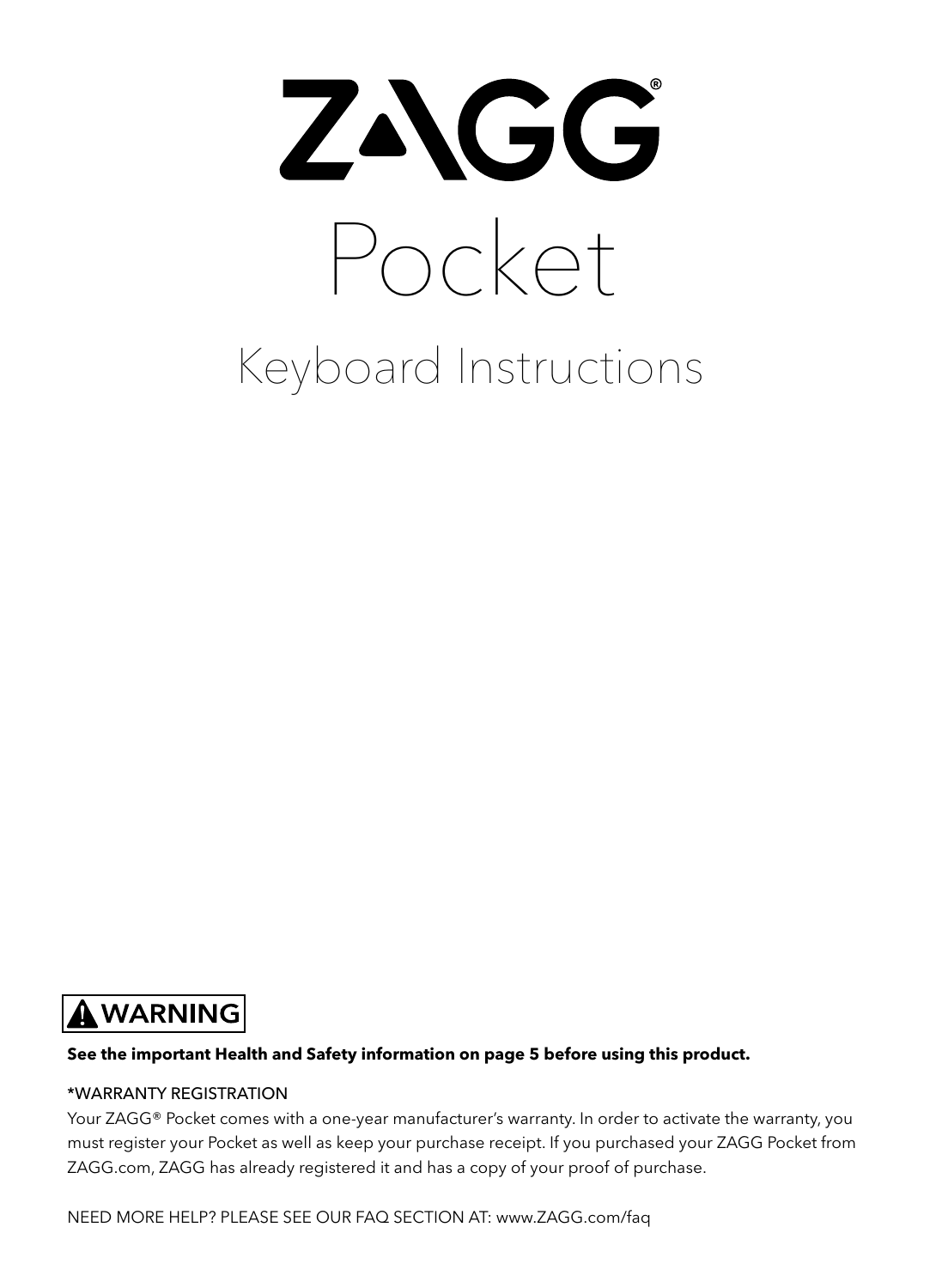# ZAGG®

# Pocket

## Keyboard Instructions

**⚠ WARNING**

**See the important Health and Safety information on page 5 before using this product.**

*WARRANTY REGISTRATION

Your ZAGG® Pocket comes with a one-year manufacturer's warranty. In order to activate the warranty, you must register your Pocket as well as keep your purchase receipt. If you purchased your ZAGG Pocket from ZAGG.com, ZAGG has already registered it and has a copy of your proof of purchase.

NEED MORE HELP? PLEASE SEE OUR FAQ SECTION AT: www.ZAGG.com/faq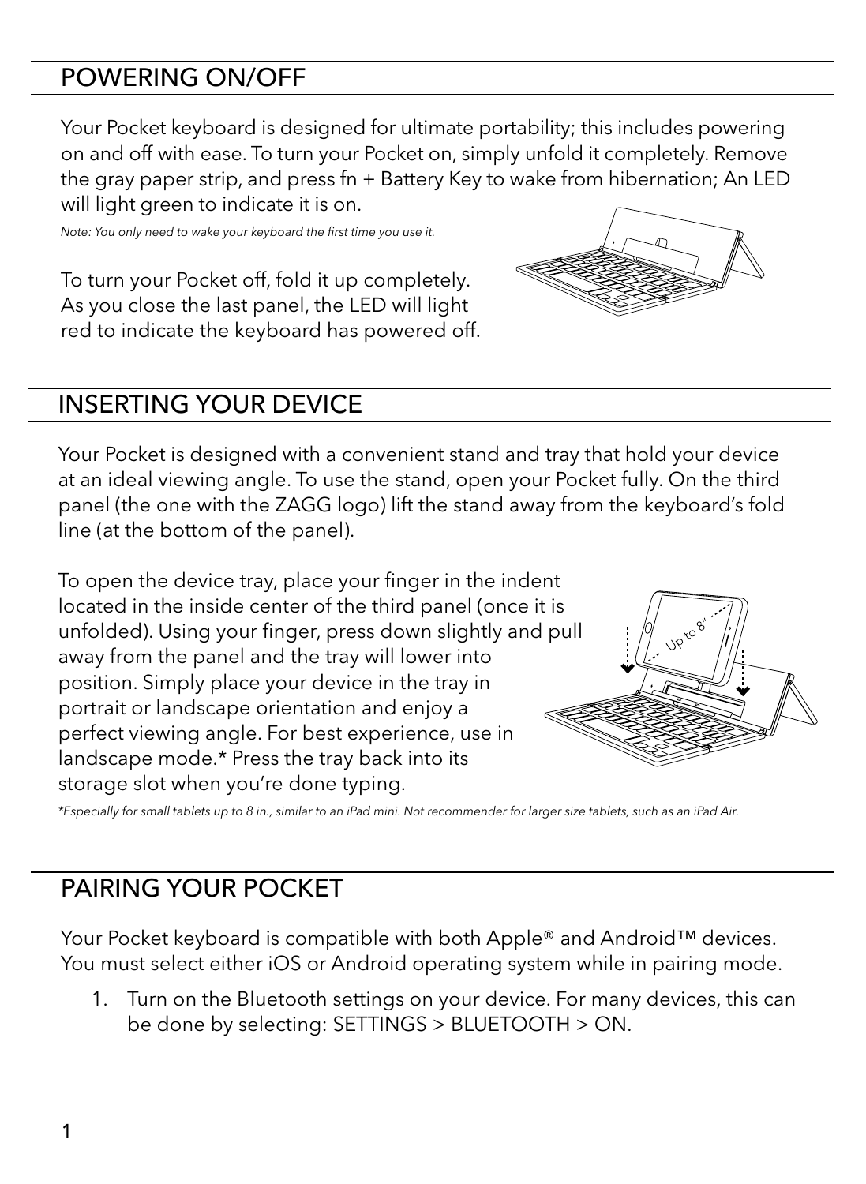## POWERING ON/OFF

Your Pocket keyboard is designed for ultimate portability; this includes powering on and off with ease. To turn your Pocket on, simply unfold it completely. Remove the gray paper strip, and press fn + Battery Key to wake from hibernation; An LED will light green to indicate it is on.

*Note: You only need to wake your keyboard the first time you use it.*

To turn your Pocket off, fold it up completely. As you close the last panel, the LED will light red to indicate the keyboard has powered off.

## INSERTING YOUR DEVICE

Your Pocket is designed with a convenient stand and tray that hold your device at an ideal viewing angle. To use the stand, open your Pocket fully. On the third panel (the one with the ZAGG logo) lift the stand away from the keyboard's fold line (at the bottom of the panel).

To open the device tray, place your finger in the indent located in the inside center of the third panel (once it is unfolded). Using your finger, press down slightly and pull away from the panel and the tray will lower into position. Simply place your device in the tray in portrait or landscape orientation and enjoy a perfect viewing angle. For best experience, use in landscape mode.* Press the tray back into its storage slot when you're done typing.

*\*Especially for small tablets up to 8 in., similar to an iPad mini. Not recommender for larger size tablets, such as an iPad Air.*

## PAIRING YOUR POCKET

Your Pocket keyboard is compatible with both Apple® and Android™ devices. You must select either iOS or Android operating system while in pairing mode.

1. Turn on the Bluetooth settings on your device. For many devices, this can be done by selecting: SETTINGS > BLUETOOTH > ON.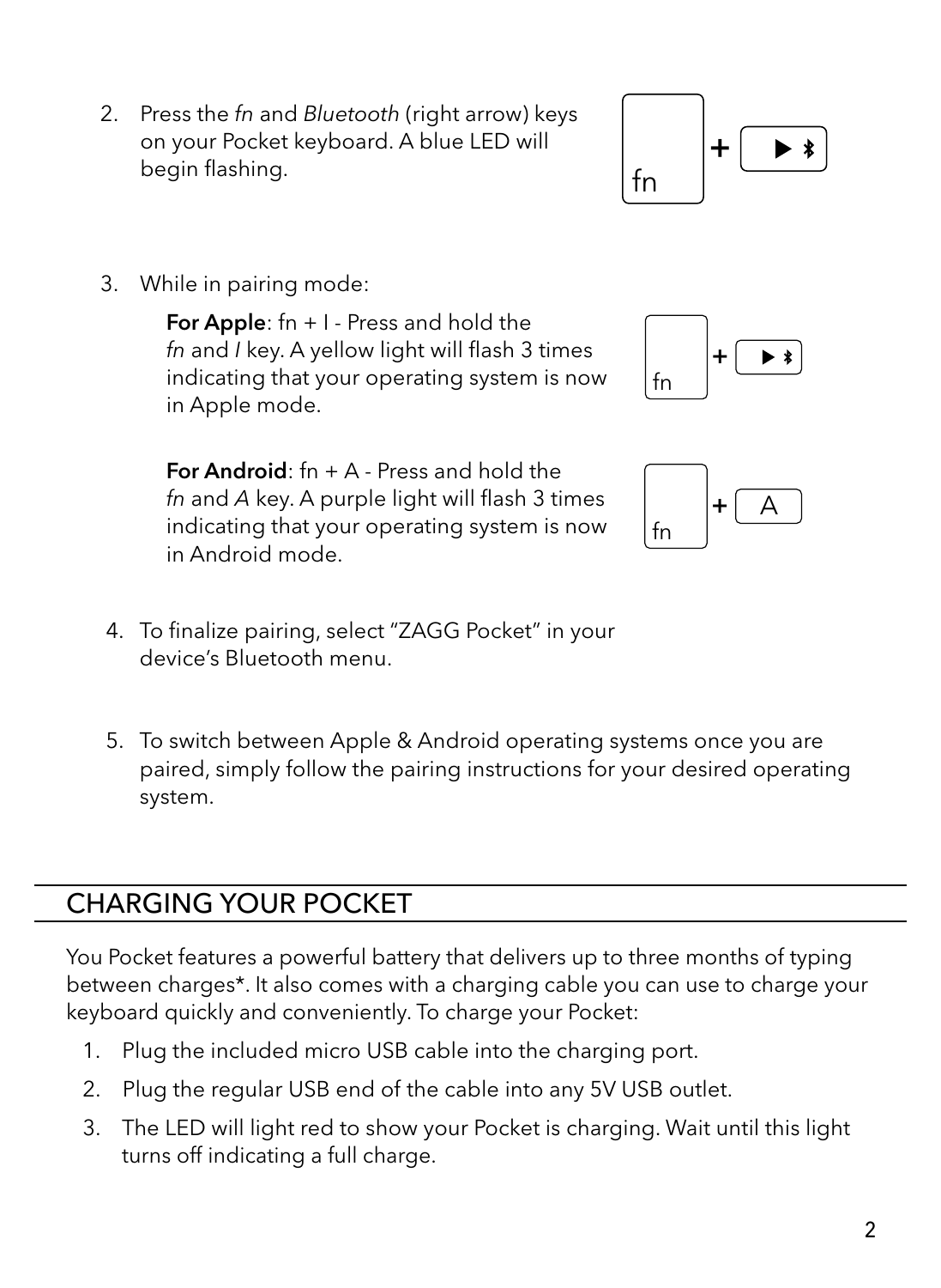2. Press the *fn* and *Bluetooth* (right arrow) keys on your Pocket keyboard. A blue LED will begin flashing.

3. While in pairing mode:

   **For Apple**: fn + I - Press and hold the *fn* and *I* key. A yellow light will flash 3 times indicating that your operating system is now in Apple mode.

   **For Android**: fn + A - Press and hold the *fn* and *A* key. A purple light will flash 3 times indicating that your operating system is now in Android mode.

4. To finalize pairing, select "ZAGG Pocket" in your device's Bluetooth menu.

5. To switch between Apple & Android operating systems once you are paired, simply follow the pairing instructions for your desired operating system.

## CHARGING YOUR POCKET

You Pocket features a powerful battery that delivers up to three months of typing between charges*. It also comes with a charging cable you can use to charge your keyboard quickly and conveniently. To charge your Pocket:

1. Plug the included micro USB cable into the charging port.
2. Plug the regular USB end of the cable into any 5V USB outlet.
3. The LED will light red to show your Pocket is charging. Wait until this light turns off indicating a full charge.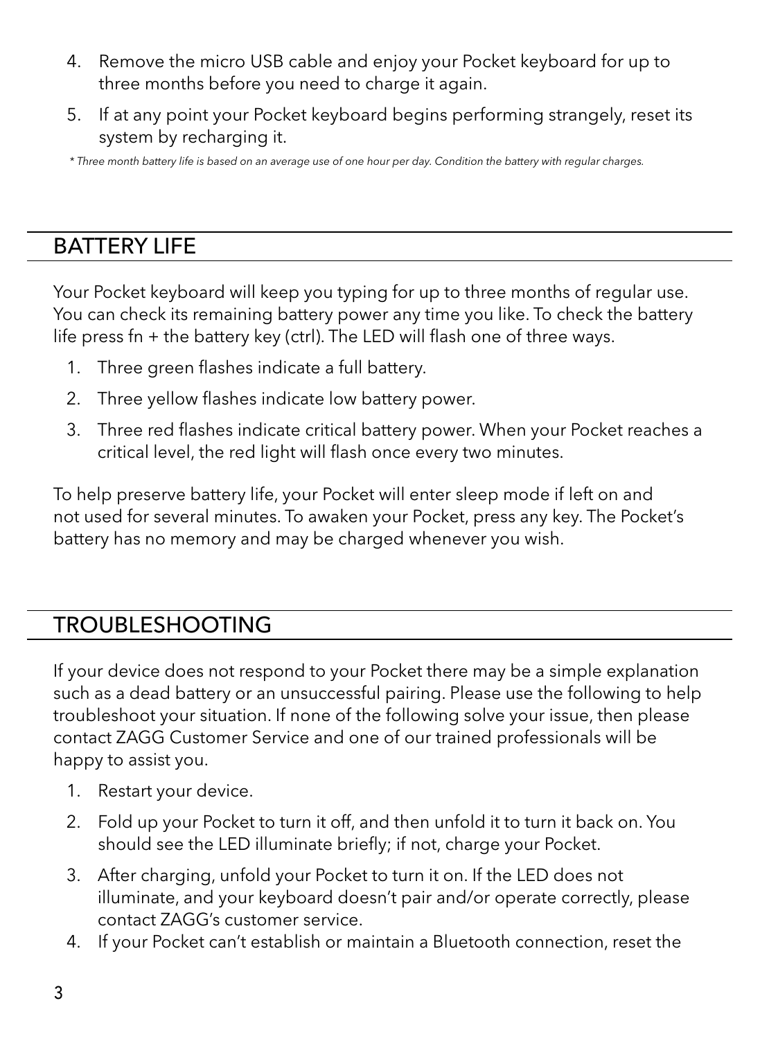4. Remove the micro USB cable and enjoy your Pocket keyboard for up to three months before you need to charge it again.
5. If at any point your Pocket keyboard begins performing strangely, reset its system by recharging it.

*\* Three month battery life is based on an average use of one hour per day. Condition the battery with regular charges.*

## BATTERY LIFE

Your Pocket keyboard will keep you typing for up to three months of regular use. You can check its remaining battery power any time you like. To check the battery life press fn + the battery key (ctrl). The LED will flash one of three ways.

1. Three green flashes indicate a full battery.
2. Three yellow flashes indicate low battery power.
3. Three red flashes indicate critical battery power. When your Pocket reaches a critical level, the red light will flash once every two minutes.

To help preserve battery life, your Pocket will enter sleep mode if left on and not used for several minutes. To awaken your Pocket, press any key. The Pocket's battery has no memory and may be charged whenever you wish.

## TROUBLESHOOTING

If your device does not respond to your Pocket there may be a simple explanation such as a dead battery or an unsuccessful pairing. Please use the following to help troubleshoot your situation. If none of the following solve your issue, then please contact ZAGG Customer Service and one of our trained professionals will be happy to assist you.

1. Restart your device.
2. Fold up your Pocket to turn it off, and then unfold it to turn it back on. You should see the LED illuminate briefly; if not, charge your Pocket.
3. After charging, unfold your Pocket to turn it on. If the LED does not illuminate, and your keyboard doesn't pair and/or operate correctly, please contact ZAGG's customer service.
4. If your Pocket can't establish or maintain a Bluetooth connection, reset the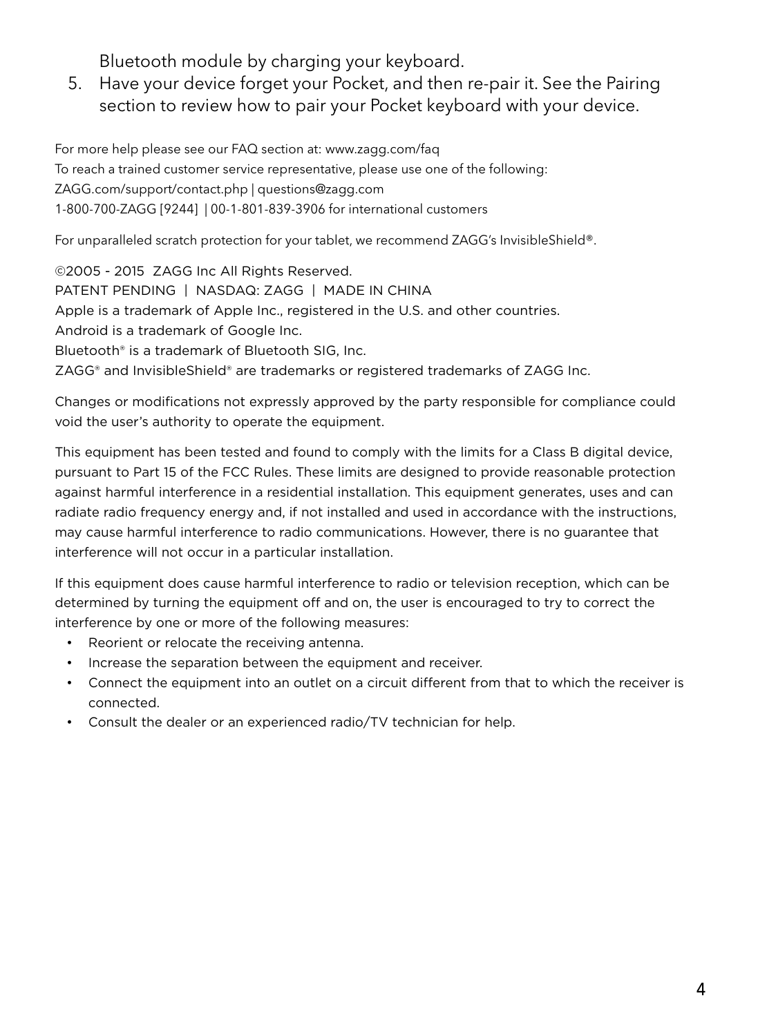Bluetooth module by charging your keyboard.

5. Have your device forget your Pocket, and then re-pair it. See the Pairing section to review how to pair your Pocket keyboard with your device.

For more help please see our FAQ section at: www.zagg.com/faq
To reach a trained customer service representative, please use one of the following:
ZAGG.com/support/contact.php | questions@zagg.com
1-800-700-ZAGG [9244] | 00-1-801-839-3906 for international customers

For unparalleled scratch protection for your tablet, we recommend ZAGG's InvisibleShield®.

©2005 - 2015 ZAGG Inc All Rights Reserved.
PATENT PENDING | NASDAQ: ZAGG | MADE IN CHINA
Apple is a trademark of Apple Inc., registered in the U.S. and other countries.
Android is a trademark of Google Inc.
Bluetooth® is a trademark of Bluetooth SIG, Inc.
ZAGG® and InvisibleShield® are trademarks or registered trademarks of ZAGG Inc.

Changes or modifications not expressly approved by the party responsible for compliance could void the user's authority to operate the equipment.

This equipment has been tested and found to comply with the limits for a Class B digital device, pursuant to Part 15 of the FCC Rules. These limits are designed to provide reasonable protection against harmful interference in a residential installation. This equipment generates, uses and can radiate radio frequency energy and, if not installed and used in accordance with the instructions, may cause harmful interference to radio communications. However, there is no guarantee that interference will not occur in a particular installation.

If this equipment does cause harmful interference to radio or television reception, which can be determined by turning the equipment off and on, the user is encouraged to try to correct the interference by one or more of the following measures:

- Reorient or relocate the receiving antenna.
- Increase the separation between the equipment and receiver.
- Connect the equipment into an outlet on a circuit different from that to which the receiver is connected.
- Consult the dealer or an experienced radio/TV technician for help.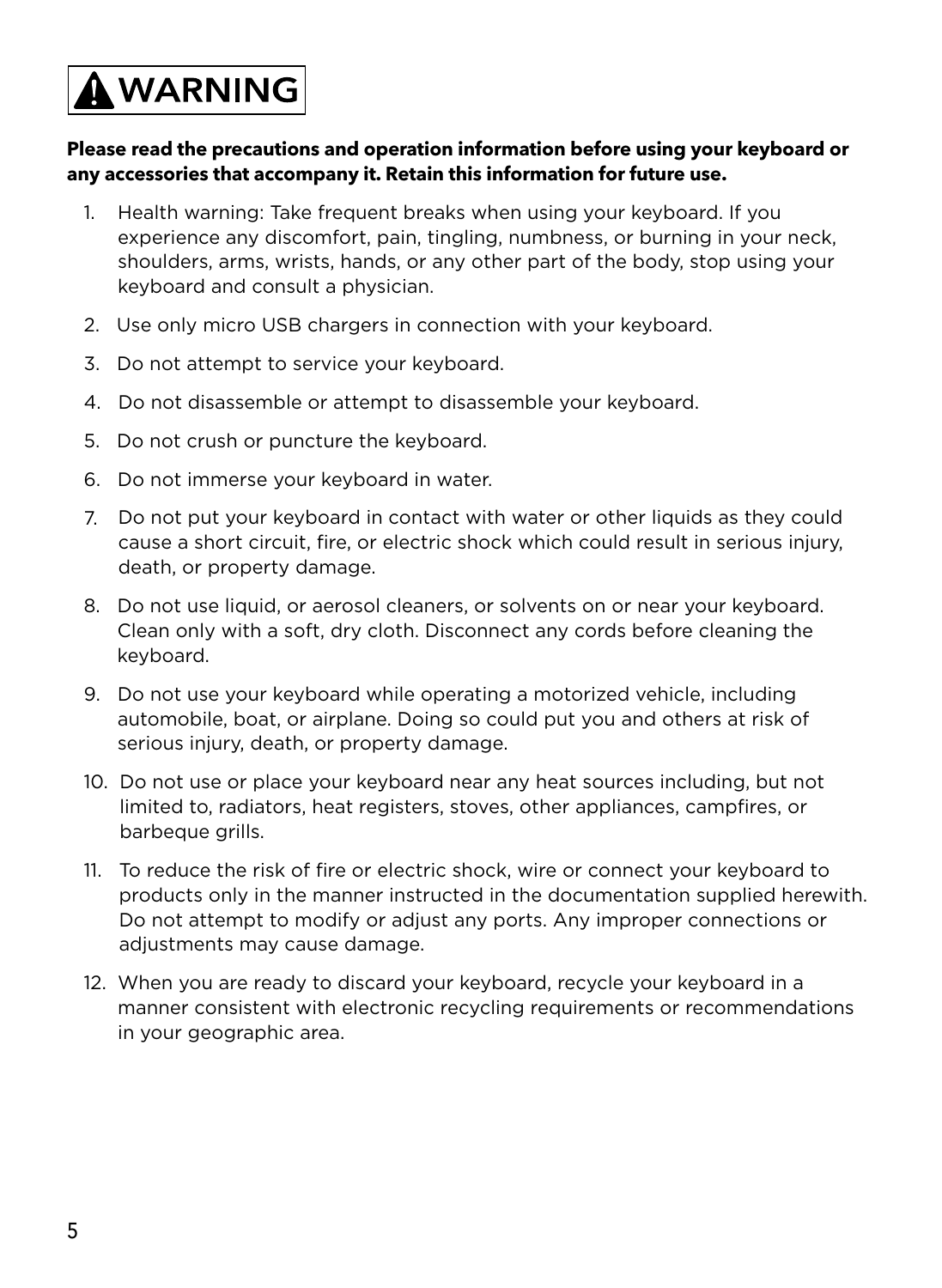# ⚠ WARNING

**Please read the precautions and operation information before using your keyboard or any accessories that accompany it. Retain this information for future use.**

1. Health warning: Take frequent breaks when using your keyboard. If you experience any discomfort, pain, tingling, numbness, or burning in your neck, shoulders, arms, wrists, hands, or any other part of the body, stop using your keyboard and consult a physician.
2. Use only micro USB chargers in connection with your keyboard.
3. Do not attempt to service your keyboard.
4. Do not disassemble or attempt to disassemble your keyboard.
5. Do not crush or puncture the keyboard.
6. Do not immerse your keyboard in water.
7. Do not put your keyboard in contact with water or other liquids as they could cause a short circuit, fire, or electric shock which could result in serious injury, death, or property damage.
8. Do not use liquid, or aerosol cleaners, or solvents on or near your keyboard. Clean only with a soft, dry cloth. Disconnect any cords before cleaning the keyboard.
9. Do not use your keyboard while operating a motorized vehicle, including automobile, boat, or airplane. Doing so could put you and others at risk of serious injury, death, or property damage.
10. Do not use or place your keyboard near any heat sources including, but not limited to, radiators, heat registers, stoves, other appliances, campfires, or barbeque grills.
11. To reduce the risk of fire or electric shock, wire or connect your keyboard to products only in the manner instructed in the documentation supplied herewith. Do not attempt to modify or adjust any ports. Any improper connections or adjustments may cause damage.
12. When you are ready to discard your keyboard, recycle your keyboard in a manner consistent with electronic recycling requirements or recommendations in your geographic area.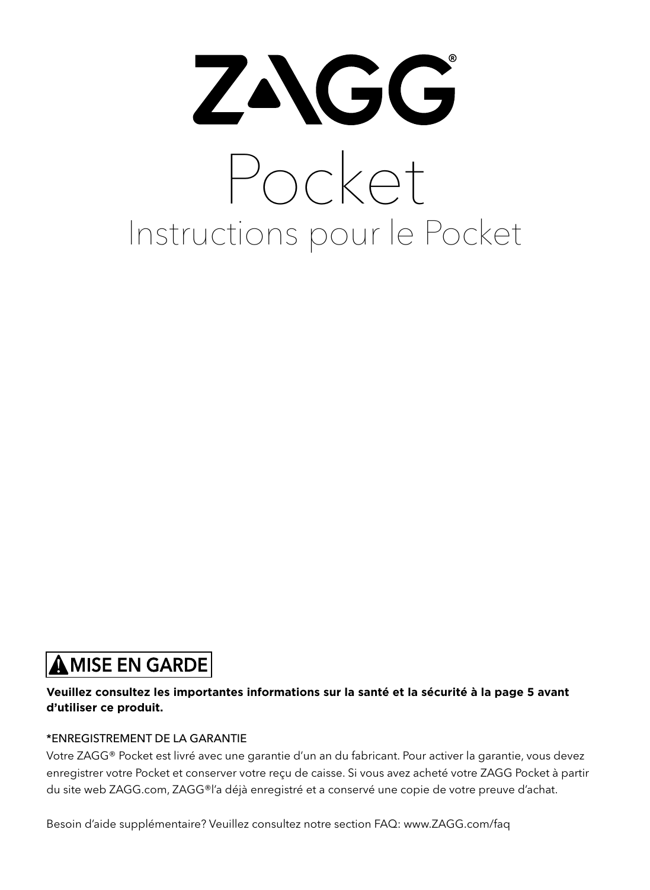# ZAGG®

# Pocket

## Instructions pour le Pocket

**⚠ MISE EN GARDE**

**Veuillez consultez les importantes informations sur la santé et la sécurité à la page 5 avant d'utiliser ce produit.**

*ENREGISTREMENT DE LA GARANTIE

Votre ZAGG® Pocket est livré avec une garantie d'un an du fabricant. Pour activer la garantie, vous devez enregistrer votre Pocket et conserver votre reçu de caisse. Si vous avez acheté votre ZAGG Pocket à partir du site web ZAGG.com, ZAGG®l'a déjà enregistré et a conservé une copie de votre preuve d'achat.

Besoin d'aide supplémentaire? Veuillez consultez notre section FAQ: www.ZAGG.com/faq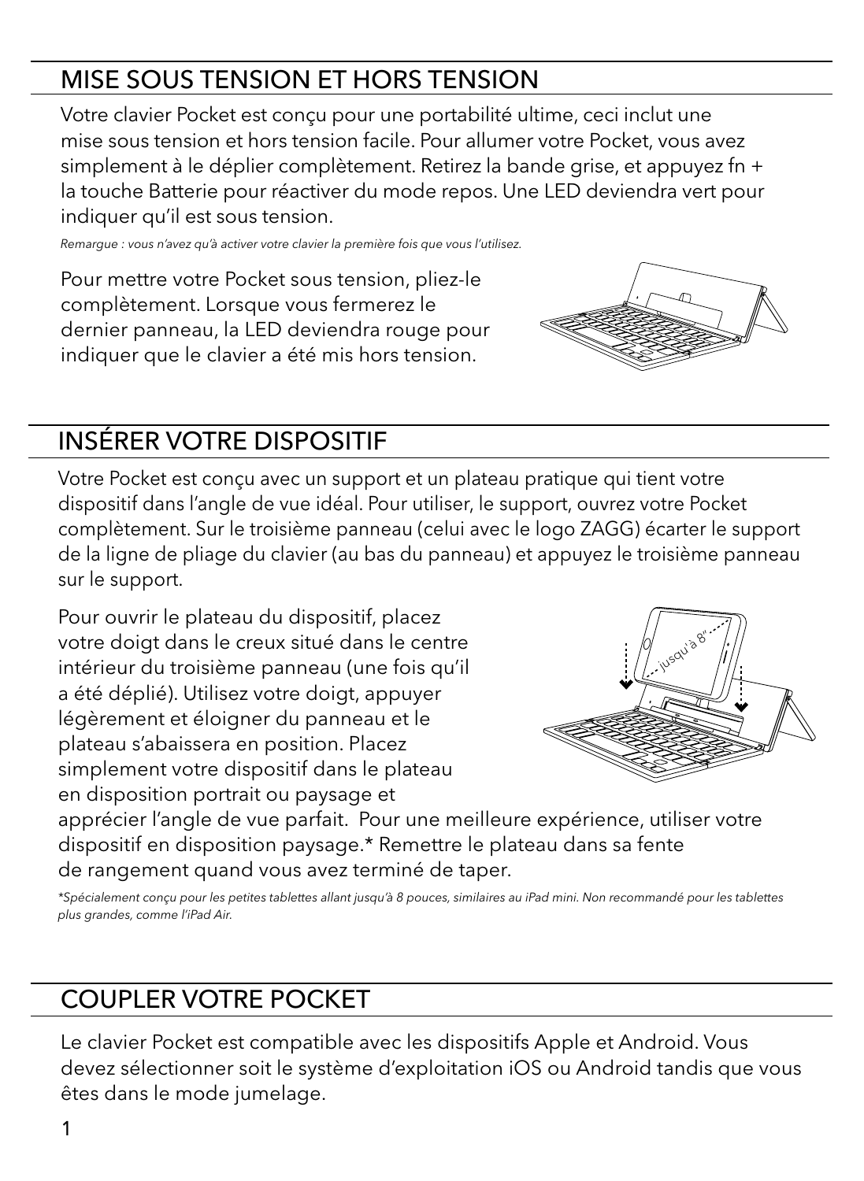## MISE SOUS TENSION ET HORS TENSION

Votre clavier Pocket est conçu pour une portabilité ultime, ceci inclut une mise sous tension et hors tension facile. Pour allumer votre Pocket, vous avez simplement à le déplier complètement. Retirez la bande grise, et appuyez fn + la touche Batterie pour réactiver du mode repos. Une LED deviendra vert pour indiquer qu'il est sous tension.

*Remargue : vous n'avez qu'à activer votre clavier la première fois que vous l'utilisez.*

Pour mettre votre Pocket sous tension, pliez-le complètement. Lorsque vous fermerez le dernier panneau, la LED deviendra rouge pour indiquer que le clavier a été mis hors tension.

## INSÉRER VOTRE DISPOSITIF

Votre Pocket est conçu avec un support et un plateau pratique qui tient votre dispositif dans l'angle de vue idéal. Pour utiliser, le support, ouvrez votre Pocket complètement. Sur le troisième panneau (celui avec le logo ZAGG) écarter le support de la ligne de pliage du clavier (au bas du panneau) et appuyez le troisième panneau sur le support.

Pour ouvrir le plateau du dispositif, placez votre doigt dans le creux situé dans le centre intérieur du troisième panneau (une fois qu'il a été déplié). Utilisez votre doigt, appuyer légèrement et éloigner du panneau et le plateau s'abaissera en position. Placez simplement votre dispositif dans le plateau en disposition portrait ou paysage et apprécier l'angle de vue parfait. Pour une meilleure expérience, utiliser votre dispositif en disposition paysage.* Remettre le plateau dans sa fente de rangement quand vous avez terminé de taper.

*\*Spécialement conçu pour les petites tablettes allant jusqu'à 8 pouces, similaires au iPad mini. Non recommandé pour les tablettes plus grandes, comme l'iPad Air.*

## COUPLER VOTRE POCKET

Le clavier Pocket est compatible avec les dispositifs Apple et Android. Vous devez sélectionner soit le système d'exploitation iOS ou Android tandis que vous êtes dans le mode jumelage.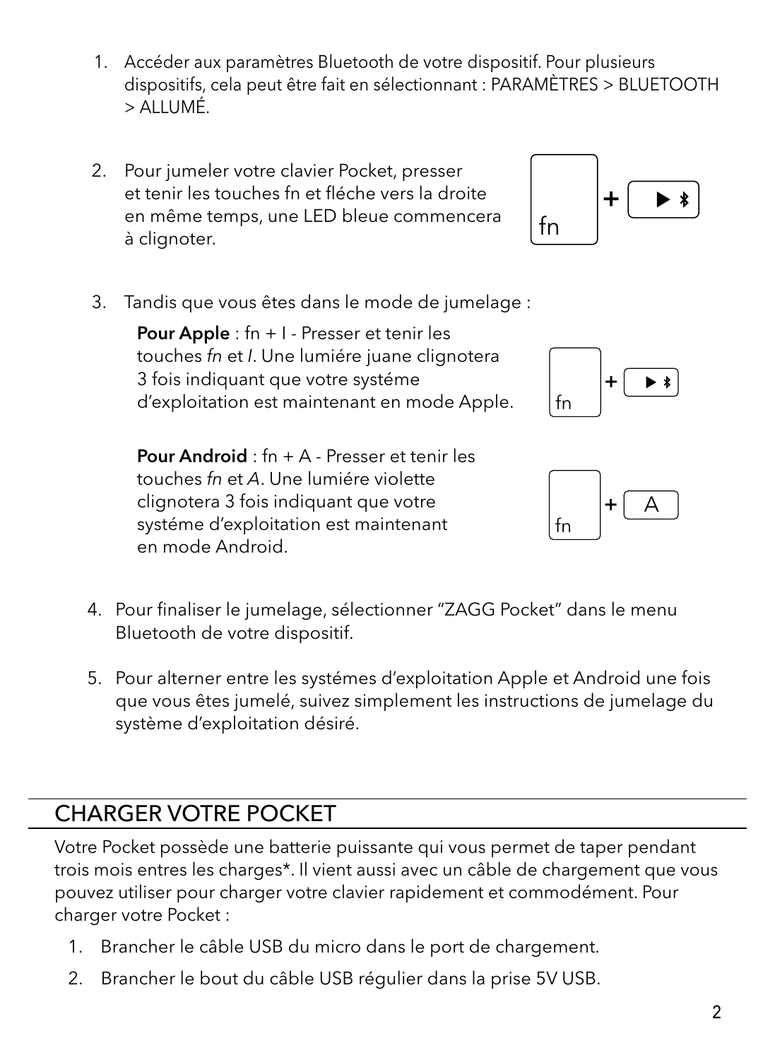1. Accéder aux paramètres Bluetooth de votre dispositif. Pour plusieurs dispositifs, cela peut être fait en sélectionnant : PARAMÈTRES > BLUETOOTH > ALLUMÉ.

2. Pour jumeler votre clavier Pocket, presser et tenir les touches fn et fléche vers la droite en même temps, une LED bleue commencera à clignoter.

   fn + ▶ ✱

3. Tandis que vous êtes dans le mode de jumelage :

   **Pour Apple** : fn + I - Presser et tenir les touches *fn* et *I*. Une lumiére juane clignotera 3 fois indiquant que votre systéme d'exploitation est maintenant en mode Apple.

   fn + ▶ ✱

   **Pour Android** : fn + A - Presser et tenir les touches *fn* et *A*. Une lumiére violette clignotera 3 fois indiquant que votre systéme d'exploitation est maintenant en mode Android.

   fn + A

4. Pour finaliser le jumelage, sélectionner "ZAGG Pocket" dans le menu Bluetooth de votre dispositif.

5. Pour alterner entre les systémes d'exploitation Apple et Android une fois que vous êtes jumelé, suivez simplement les instructions de jumelage du système d'exploitation désiré.

## CHARGER VOTRE POCKET

Votre Pocket possède une batterie puissante qui vous permet de taper pendant trois mois entres les charges*. Il vient aussi avec un câble de chargement que vous pouvez utiliser pour charger votre clavier rapidement et commodément. Pour charger votre Pocket :

1. Brancher le câble USB du micro dans le port de chargement.
2. Brancher le bout du câble USB régulier dans la prise 5V USB.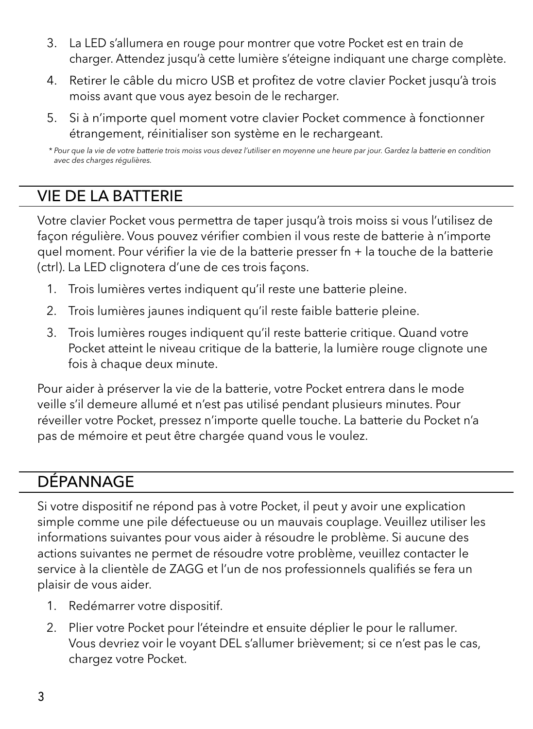3. La LED s'allumera en rouge pour montrer que votre Pocket est en train de charger. Attendez jusqu'à cette lumière s'éteigne indiquant une charge complète.
4. Retirer le câble du micro USB et profitez de votre clavier Pocket jusqu'à trois moiss avant que vous ayez besoin de le recharger.
5. Si à n'importe quel moment votre clavier Pocket commence à fonctionner étrangement, réinitialiser son système en le rechargeant.

*\* Pour que la vie de votre batterie trois moiss vous devez l'utiliser en moyenne une heure par jour. Gardez la batterie en condition avec des charges régulières.*

## VIE DE LA BATTERIE

Votre clavier Pocket vous permettra de taper jusqu'à trois moiss si vous l'utilisez de façon régulière. Vous pouvez vérifier combien il vous reste de batterie à n'importe quel moment. Pour vérifier la vie de la batterie presser fn + la touche de la batterie (ctrl). La LED clignotera d'une de ces trois façons.

1. Trois lumières vertes indiquent qu'il reste une batterie pleine.
2. Trois lumières jaunes indiquent qu'il reste faible batterie pleine.
3. Trois lumières rouges indiquent qu'il reste batterie critique. Quand votre Pocket atteint le niveau critique de la batterie, la lumière rouge clignote une fois à chaque deux minute.

Pour aider à préserver la vie de la batterie, votre Pocket entrera dans le mode veille s'il demeure allumé et n'est pas utilisé pendant plusieurs minutes. Pour réveiller votre Pocket, pressez n'importe quelle touche. La batterie du Pocket n'a pas de mémoire et peut être chargée quand vous le voulez.

## DÉPANNAGE

Si votre dispositif ne répond pas à votre Pocket, il peut y avoir une explication simple comme une pile défectueuse ou un mauvais couplage. Veuillez utiliser les informations suivantes pour vous aider à résoudre le problème. Si aucune des actions suivantes ne permet de résoudre votre problème, veuillez contacter le service à la clientèle de ZAGG et l'un de nos professionnels qualifiés se fera un plaisir de vous aider.

1. Redémarrer votre dispositif.
2. Plier votre Pocket pour l'éteindre et ensuite déplier le pour le rallumer. Vous devriez voir le voyant DEL s'allumer brièvement; si ce n'est pas le cas, chargez votre Pocket.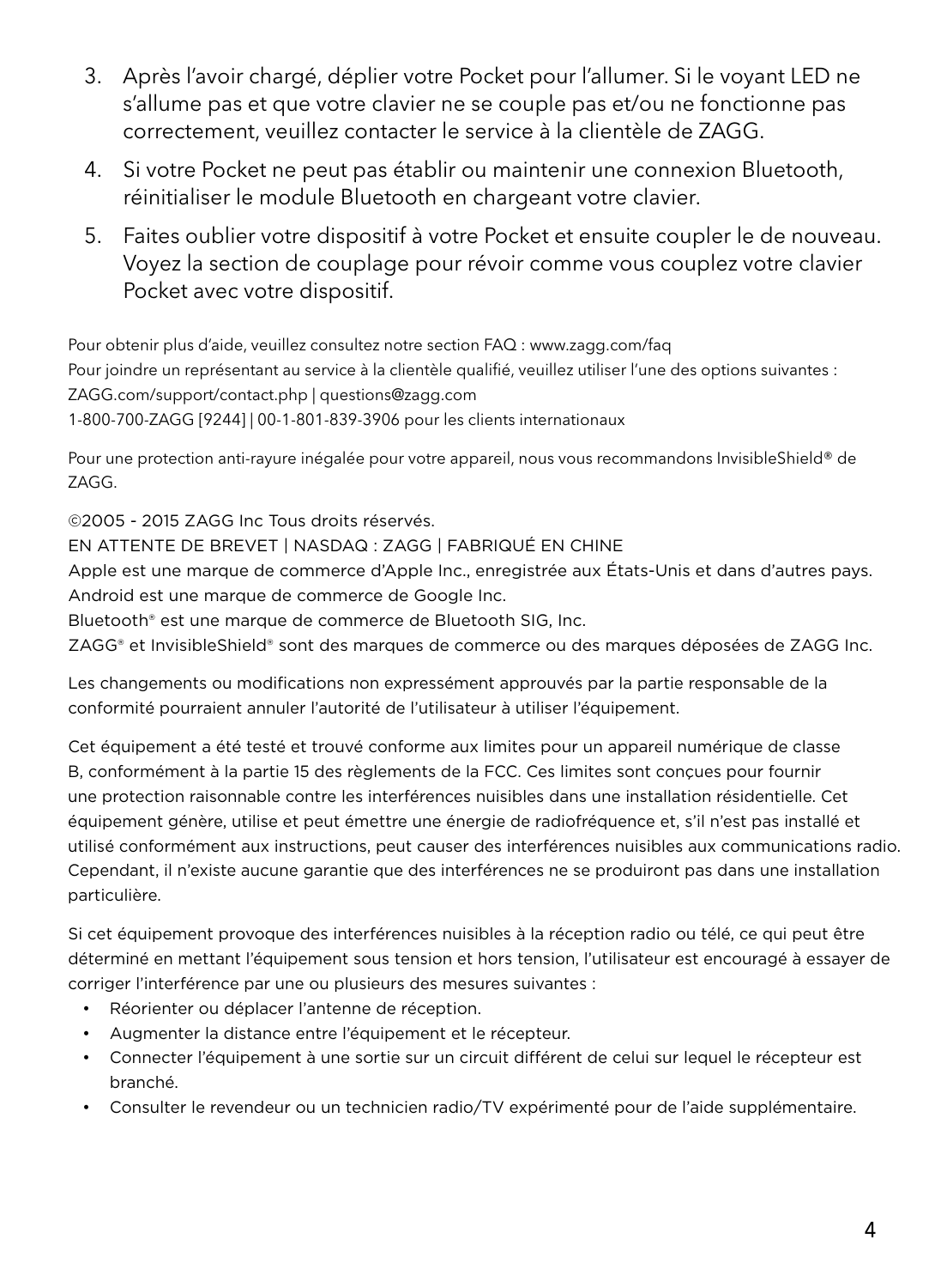3. Après l'avoir chargé, déplier votre Pocket pour l'allumer. Si le voyant LED ne s'allume pas et que votre clavier ne se couple pas et/ou ne fonctionne pas correctement, veuillez contacter le service à la clientèle de ZAGG.
4. Si votre Pocket ne peut pas établir ou maintenir une connexion Bluetooth, réinitialiser le module Bluetooth en chargeant votre clavier.
5. Faites oublier votre dispositif à votre Pocket et ensuite coupler le de nouveau. Voyez la section de couplage pour révoir comme vous couplez votre clavier Pocket avec votre dispositif.

Pour obtenir plus d'aide, veuillez consultez notre section FAQ : www.zagg.com/faq
Pour joindre un représentant au service à la clientèle qualifié, veuillez utiliser l'une des options suivantes :
ZAGG.com/support/contact.php | questions@zagg.com
1-800-700-ZAGG [9244] | 00-1-801-839-3906 pour les clients internationaux

Pour une protection anti-rayure inégalée pour votre appareil, nous vous recommandons InvisibleShield® de ZAGG.

©2005 - 2015 ZAGG Inc Tous droits réservés.
EN ATTENTE DE BREVET | NASDAQ : ZAGG | FABRIQUÉ EN CHINE
Apple est une marque de commerce d'Apple Inc., enregistrée aux États-Unis et dans d'autres pays.
Android est une marque de commerce de Google Inc.
Bluetooth® est une marque de commerce de Bluetooth SIG, Inc.
ZAGG® et InvisibleShield® sont des marques de commerce ou des marques déposées de ZAGG Inc.

Les changements ou modifications non expressément approuvés par la partie responsable de la conformité pourraient annuler l'autorité de l'utilisateur à utiliser l'équipement.

Cet équipement a été testé et trouvé conforme aux limites pour un appareil numérique de classe B, conformément à la partie 15 des règlements de la FCC. Ces limites sont conçues pour fournir une protection raisonnable contre les interférences nuisibles dans une installation résidentielle. Cet équipement génère, utilise et peut émettre une énergie de radiofréquence et, s'il n'est pas installé et utilisé conformément aux instructions, peut causer des interférences nuisibles aux communications radio. Cependant, il n'existe aucune garantie que des interférences ne se produiront pas dans une installation particulière.

Si cet équipement provoque des interférences nuisibles à la réception radio ou télé, ce qui peut être déterminé en mettant l'équipement sous tension et hors tension, l'utilisateur est encouragé à essayer de corriger l'interférence par une ou plusieurs des mesures suivantes :

- Réorienter ou déplacer l'antenne de réception.
- Augmenter la distance entre l'équipement et le récepteur.
- Connecter l'équipement à une sortie sur un circuit différent de celui sur lequel le récepteur est branché.
- Consulter le revendeur ou un technicien radio/TV expérimenté pour de l'aide supplémentaire.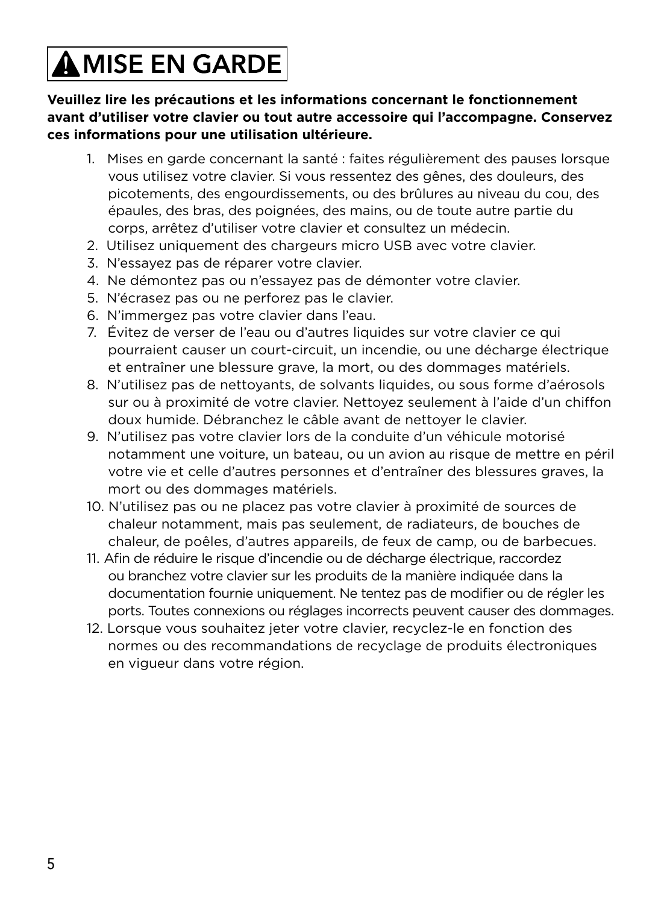# ⚠ MISE EN GARDE

**Veuillez lire les précautions et les informations concernant le fonctionnement avant d'utiliser votre clavier ou tout autre accessoire qui l'accompagne. Conservez ces informations pour une utilisation ultérieure.**

1. Mises en garde concernant la santé : faites régulièrement des pauses lorsque vous utilisez votre clavier. Si vous ressentez des gênes, des douleurs, des picotements, des engourdissements, ou des brûlures au niveau du cou, des épaules, des bras, des poignées, des mains, ou de toute autre partie du corps, arrêtez d'utiliser votre clavier et consultez un médecin.
2. Utilisez uniquement des chargeurs micro USB avec votre clavier.
3. N'essayez pas de réparer votre clavier.
4. Ne démontez pas ou n'essayez pas de démonter votre clavier.
5. N'écrasez pas ou ne perforez pas le clavier.
6. N'immergez pas votre clavier dans l'eau.
7. Évitez de verser de l'eau ou d'autres liquides sur votre clavier ce qui pourraient causer un court-circuit, un incendie, ou une décharge électrique et entraîner une blessure grave, la mort, ou des dommages matériels.
8. N'utilisez pas de nettoyants, de solvants liquides, ou sous forme d'aérosols sur ou à proximité de votre clavier. Nettoyez seulement à l'aide d'un chiffon doux humide. Débranchez le câble avant de nettoyer le clavier.
9. N'utilisez pas votre clavier lors de la conduite d'un véhicule motorisé notamment une voiture, un bateau, ou un avion au risque de mettre en péril votre vie et celle d'autres personnes et d'entraîner des blessures graves, la mort ou des dommages matériels.
10. N'utilisez pas ou ne placez pas votre clavier à proximité de sources de chaleur notamment, mais pas seulement, de radiateurs, de bouches de chaleur, de poêles, d'autres appareils, de feux de camp, ou de barbecues.
11. Afin de réduire le risque d'incendie ou de décharge électrique, raccordez ou branchez votre clavier sur les produits de la manière indiquée dans la documentation fournie uniquement. Ne tentez pas de modifier ou de régler les ports. Toutes connexions ou réglages incorrects peuvent causer des dommages.
12. Lorsque vous souhaitez jeter votre clavier, recyclez-le en fonction des normes ou des recommandations de recyclage de produits électroniques en vigueur dans votre région.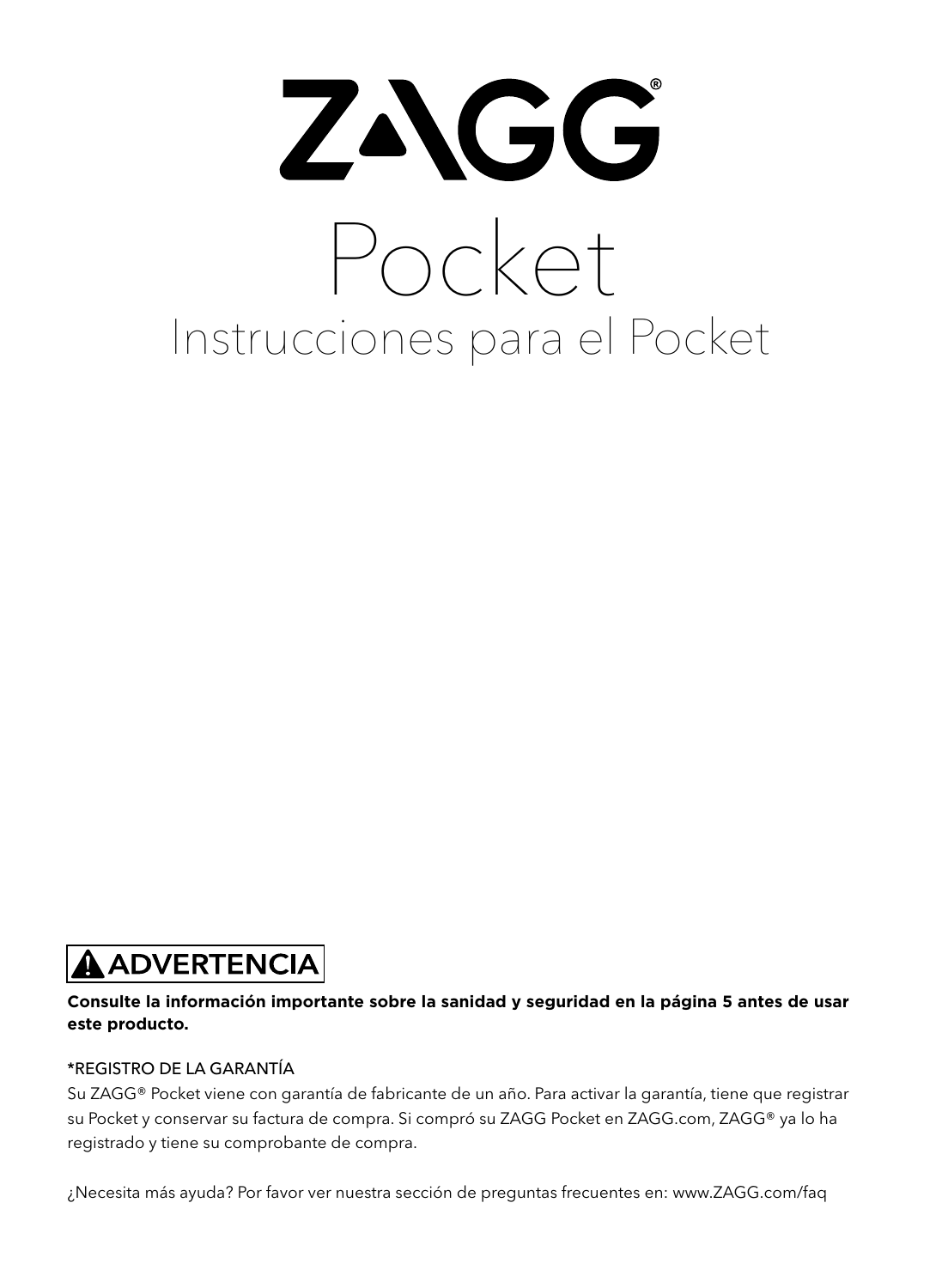# ZAGG®

# Pocket

## Instrucciones para el Pocket

**⚠ ADVERTENCIA**

**Consulte la información importante sobre la sanidad y seguridad en la página 5 antes de usar este producto.**

*REGISTRO DE LA GARANTÍA

Su ZAGG® Pocket viene con garantía de fabricante de un año. Para activar la garantía, tiene que registrar su Pocket y conservar su factura de compra. Si compró su ZAGG Pocket en ZAGG.com, ZAGG® ya lo ha registrado y tiene su comprobante de compra.

¿Necesita más ayuda? Por favor ver nuestra sección de preguntas frecuentes en: www.ZAGG.com/faq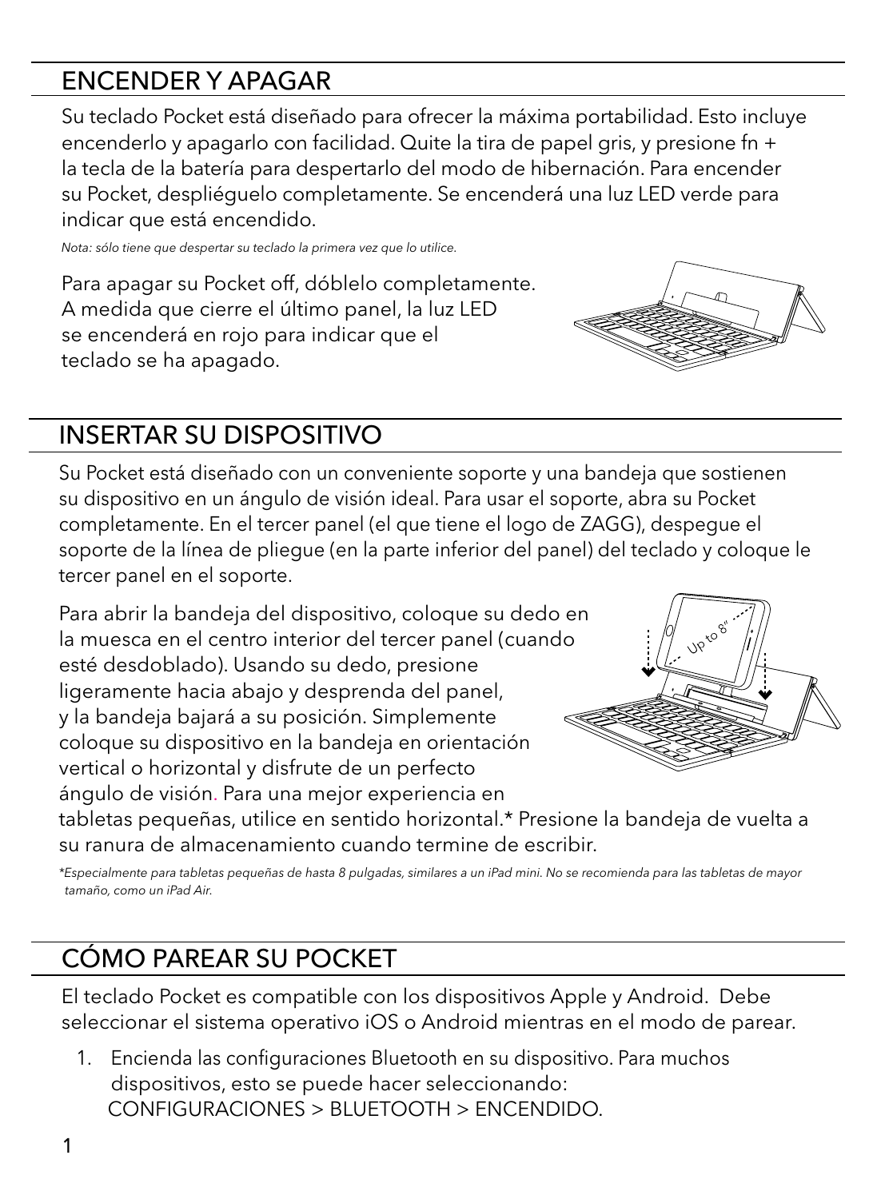## ENCENDER Y APAGAR

Su teclado Pocket está diseñado para ofrecer la máxima portabilidad. Esto incluye encenderlo y apagarlo con facilidad. Quite la tira de papel gris, y presione fn + la tecla de la batería para despertarlo del modo de hibernación. Para encender su Pocket, despliéguelo completamente. Se encenderá una luz LED verde para indicar que está encendido.

*Nota: sólo tiene que despertar su teclado la primera vez que lo utilice.*

Para apagar su Pocket off, dóblelo completamente. A medida que cierre el último panel, la luz LED se encenderá en rojo para indicar que el teclado se ha apagado.

## INSERTAR SU DISPOSITIVO

Su Pocket está diseñado con un conveniente soporte y una bandeja que sostienen su dispositivo en un ángulo de visión ideal. Para usar el soporte, abra su Pocket completamente. En el tercer panel (el que tiene el logo de ZAGG), despegue el soporte de la línea de pliegue (en la parte inferior del panel) del teclado y coloque le tercer panel en el soporte.

Para abrir la bandeja del dispositivo, coloque su dedo en la muesca en el centro interior del tercer panel (cuando esté desdoblado). Usando su dedo, presione ligeramente hacia abajo y desprenda del panel, y la bandeja bajará a su posición. Simplemente coloque su dispositivo en la bandeja en orientación vertical o horizontal y disfrute de un perfecto ángulo de visión. Para una mejor experiencia en tabletas pequeñas, utilice en sentido horizontal.* Presione la bandeja de vuelta a su ranura de almacenamiento cuando termine de escribir.

*\*Especialmente para tabletas pequeñas de hasta 8 pulgadas, similares a un iPad mini. No se recomienda para las tabletas de mayor tamaño, como un iPad Air.*

## CÓMO PAREAR SU POCKET

El teclado Pocket es compatible con los dispositivos Apple y Android. Debe seleccionar el sistema operativo iOS o Android mientras en el modo de parear.

1. Encienda las configuraciones Bluetooth en su dispositivo. Para muchos dispositivos, esto se puede hacer seleccionando: CONFIGURACIONES > BLUETOOTH > ENCENDIDO.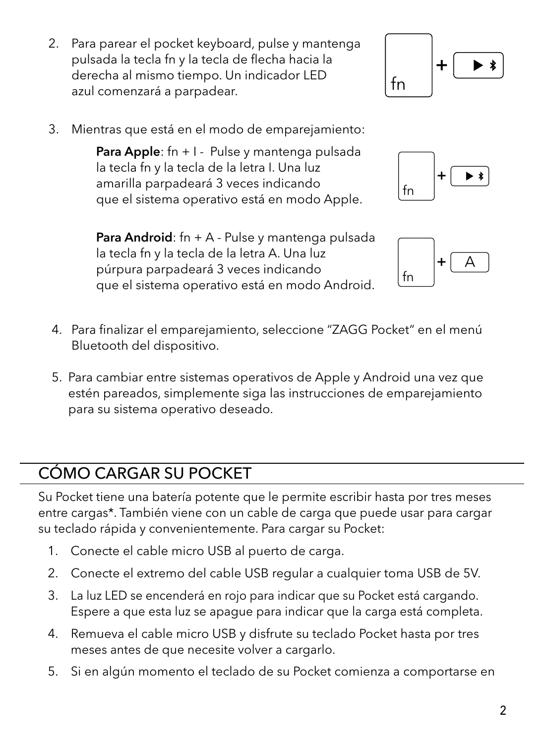2. Para parear el pocket keyboard, pulse y mantenga pulsada la tecla fn y la tecla de flecha hacia la derecha al mismo tiempo. Un indicador LED azul comenzará a parpadear.

3. Mientras que está en el modo de emparejamiento:

   **Para Apple**: fn + I - Pulse y mantenga pulsada la tecla fn y la tecla de la letra I. Una luz amarilla parpadeará 3 veces indicando que el sistema operativo está en modo Apple.

   **Para Android**: fn + A - Pulse y mantenga pulsada la tecla fn y la tecla de la letra A. Una luz púrpura parpadeará 3 veces indicando que el sistema operativo está en modo Android.

4. Para finalizar el emparejamiento, seleccione "ZAGG Pocket" en el menú Bluetooth del dispositivo.

5. Para cambiar entre sistemas operativos de Apple y Android una vez que estén pareados, simplemente siga las instrucciones de emparejamiento para su sistema operativo deseado.

## CÓMO CARGAR SU POCKET

Su Pocket tiene una batería potente que le permite escribir hasta por tres meses entre cargas*. También viene con un cable de carga que puede usar para cargar su teclado rápida y convenientemente. Para cargar su Pocket:

1. Conecte el cable micro USB al puerto de carga.
2. Conecte el extremo del cable USB regular a cualquier toma USB de 5V.
3. La luz LED se encenderá en rojo para indicar que su Pocket está cargando. Espere a que esta luz se apague para indicar que la carga está completa.
4. Remueva el cable micro USB y disfrute su teclado Pocket hasta por tres meses antes de que necesite volver a cargarlo.
5. Si en algún momento el teclado de su Pocket comienza a comportarse en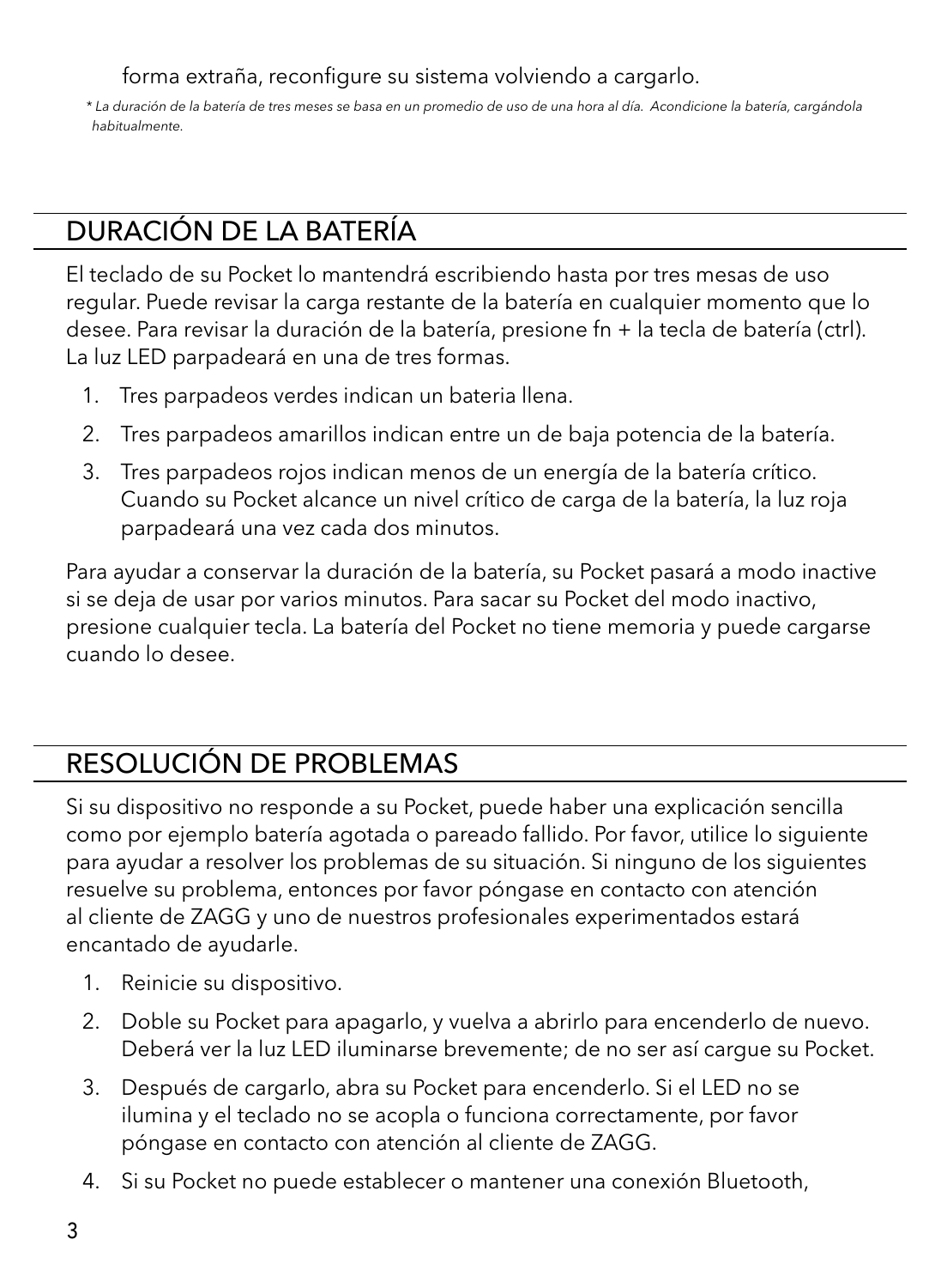forma extraña, reconfigure su sistema volviendo a cargarlo.

*\* La duración de la batería de tres meses se basa en un promedio de uso de una hora al día. Acondicione la batería, cargándola habitualmente.*

## DURACIÓN DE LA BATERÍA

El teclado de su Pocket lo mantendrá escribiendo hasta por tres mesas de uso regular. Puede revisar la carga restante de la batería en cualquier momento que lo desee. Para revisar la duración de la batería, presione fn + la tecla de batería (ctrl). La luz LED parpadeará en una de tres formas.

1. Tres parpadeos verdes indican un bateria llena.
2. Tres parpadeos amarillos indican entre un de baja potencia de la batería.
3. Tres parpadeos rojos indican menos de un energía de la batería crítico. Cuando su Pocket alcance un nivel crítico de carga de la batería, la luz roja parpadeará una vez cada dos minutos.

Para ayudar a conservar la duración de la batería, su Pocket pasará a modo inactive si se deja de usar por varios minutos. Para sacar su Pocket del modo inactivo, presione cualquier tecla. La batería del Pocket no tiene memoria y puede cargarse cuando lo desee.

## RESOLUCIÓN DE PROBLEMAS

Si su dispositivo no responde a su Pocket, puede haber una explicación sencilla como por ejemplo batería agotada o pareado fallido. Por favor, utilice lo siguiente para ayudar a resolver los problemas de su situación. Si ninguno de los siguientes resuelve su problema, entonces por favor póngase en contacto con atención al cliente de ZAGG y uno de nuestros profesionales experimentados estará encantado de ayudarle.

1. Reinicie su dispositivo.
2. Doble su Pocket para apagarlo, y vuelva a abrirlo para encenderlo de nuevo. Deberá ver la luz LED iluminarse brevemente; de no ser así cargue su Pocket.
3. Después de cargarlo, abra su Pocket para encenderlo. Si el LED no se ilumina y el teclado no se acopla o funciona correctamente, por favor póngase en contacto con atención al cliente de ZAGG.
4. Si su Pocket no puede establecer o mantener una conexión Bluetooth,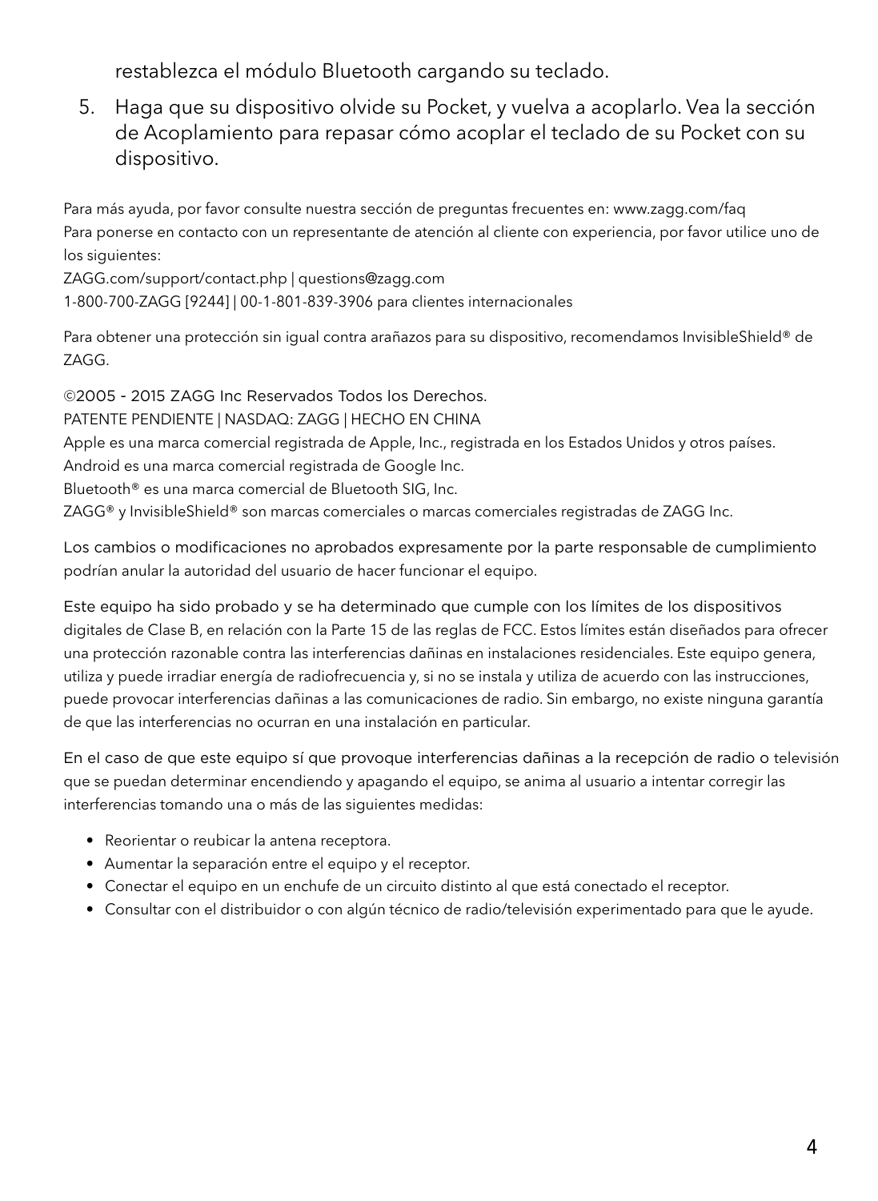restablezca el módulo Bluetooth cargando su teclado.

5. Haga que su dispositivo olvide su Pocket, y vuelva a acoplarlo. Vea la sección de Acoplamiento para repasar cómo acoplar el teclado de su Pocket con su dispositivo.

Para más ayuda, por favor consulte nuestra sección de preguntas frecuentes en: www.zagg.com/faq
Para ponerse en contacto con un representante de atención al cliente con experiencia, por favor utilice uno de los siguientes:
ZAGG.com/support/contact.php | questions@zagg.com
1-800-700-ZAGG [9244] | 00-1-801-839-3906 para clientes internacionales

Para obtener una protección sin igual contra arañazos para su dispositivo, recomendamos InvisibleShield® de ZAGG.

©2005 - 2015 ZAGG Inc Reservados Todos los Derechos.
PATENTE PENDIENTE | NASDAQ: ZAGG | HECHO EN CHINA
Apple es una marca comercial registrada de Apple, Inc., registrada en los Estados Unidos y otros países.
Android es una marca comercial registrada de Google Inc.
Bluetooth® es una marca comercial de Bluetooth SIG, Inc.
ZAGG® y InvisibleShield® son marcas comerciales o marcas comerciales registradas de ZAGG Inc.

Los cambios o modificaciones no aprobados expresamente por la parte responsable de cumplimiento podrían anular la autoridad del usuario de hacer funcionar el equipo.

Este equipo ha sido probado y se ha determinado que cumple con los límites de los dispositivos digitales de Clase B, en relación con la Parte 15 de las reglas de FCC. Estos límites están diseñados para ofrecer una protección razonable contra las interferencias dañinas en instalaciones residenciales. Este equipo genera, utiliza y puede irradiar energía de radiofrecuencia y, si no se instala y utiliza de acuerdo con las instrucciones, puede provocar interferencias dañinas a las comunicaciones de radio. Sin embargo, no existe ninguna garantía de que las interferencias no ocurran en una instalación en particular.

En el caso de que este equipo sí que provoque interferencias dañinas a la recepción de radio o televisión que se puedan determinar encendiendo y apagando el equipo, se anima al usuario a intentar corregir las interferencias tomando una o más de las siguientes medidas:

- Reorientar o reubicar la antena receptora.
- Aumentar la separación entre el equipo y el receptor.
- Conectar el equipo en un enchufe de un circuito distinto al que está conectado el receptor.
- Consultar con el distribuidor o con algún técnico de radio/televisión experimentado para que le ayude.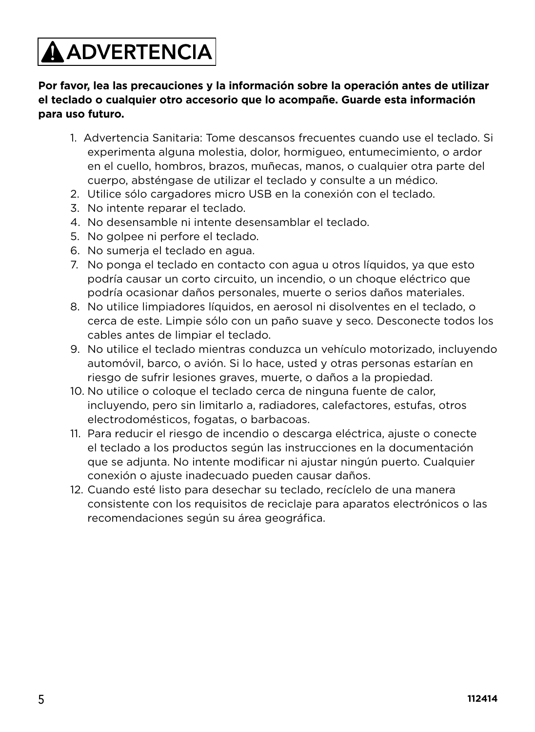# ⚠ ADVERTENCIA

**Por favor, lea las precauciones y la información sobre la operación antes de utilizar el teclado o cualquier otro accesorio que lo acompañe. Guarde esta información para uso futuro.**

1. Advertencia Sanitaria: Tome descansos frecuentes cuando use el teclado. Si experimenta alguna molestia, dolor, hormigueo, entumecimiento, o ardor en el cuello, hombros, brazos, muñecas, manos, o cualquier otra parte del cuerpo, absténgase de utilizar el teclado y consulte a un médico.
2. Utilice sólo cargadores micro USB en la conexión con el teclado.
3. No intente reparar el teclado.
4. No desensamble ni intente desensamblar el teclado.
5. No golpee ni perfore el teclado.
6. No sumerja el teclado en agua.
7. No ponga el teclado en contacto con agua u otros líquidos, ya que esto podría causar un corto circuito, un incendio, o un choque eléctrico que podría ocasionar daños personales, muerte o serios daños materiales.
8. No utilice limpiadores líquidos, en aerosol ni disolventes en el teclado, o cerca de este. Limpie sólo con un paño suave y seco. Desconecte todos los cables antes de limpiar el teclado.
9. No utilice el teclado mientras conduzca un vehículo motorizado, incluyendo automóvil, barco, o avión. Si lo hace, usted y otras personas estarían en riesgo de sufrir lesiones graves, muerte, o daños a la propiedad.
10. No utilice o coloque el teclado cerca de ninguna fuente de calor, incluyendo, pero sin limitarlo a, radiadores, calefactores, estufas, otros electrodomésticos, fogatas, o barbacoas.
11. Para reducir el riesgo de incendio o descarga eléctrica, ajuste o conecte el teclado a los productos según las instrucciones en la documentación que se adjunta. No intente modificar ni ajustar ningún puerto. Cualquier conexión o ajuste inadecuado pueden causar daños.
12. Cuando esté listo para desechar su teclado, recíclelo de una manera consistente con los requisitos de reciclaje para aparatos electrónicos o las recomendaciones según su área geográfica.

**112414**